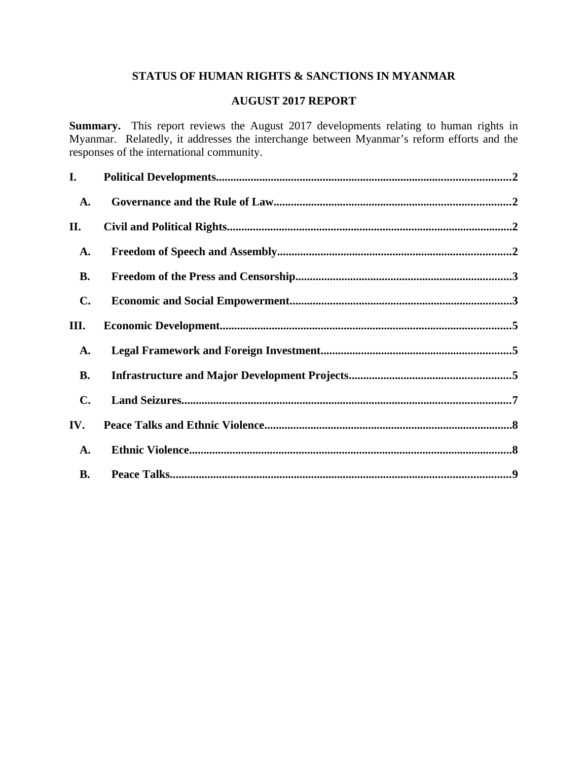# STATUS OF HUMAN RIGHTS & SANCTIONS IN MYANMAR

## AUGUST 2017 REPORT

**Summary.** This report reviews the August 2017 developments relating to human rights in Myanmar. Relatedly, it addresses the interchange between Myanmar's reform efforts and the responses of the international community.

**I. Political Developments......................................................................................................2**

**A. Governance and the Rule of Law..................................................................................2**

**II. Civil and Political Rights..................................................................................................2**

**A. Freedom of Speech and Assembly.................................................................................2**

**B. Freedom of the Press and Censorship..........................................................................3**

**C. Economic and Social Empowerment............................................................................3**

**III. Economic Development....................................................................................................5**

**A. Legal Framework and Foreign Investment..................................................................5**

**B. Infrastructure and Major Development Projects........................................................5**

**C. Land Seizures..................................................................................................................7**

**IV. Peace Talks and Ethnic Violence.....................................................................................8**

**A. Ethnic Violence...............................................................................................................8**

**B. Peace Talks......................................................................................................................9**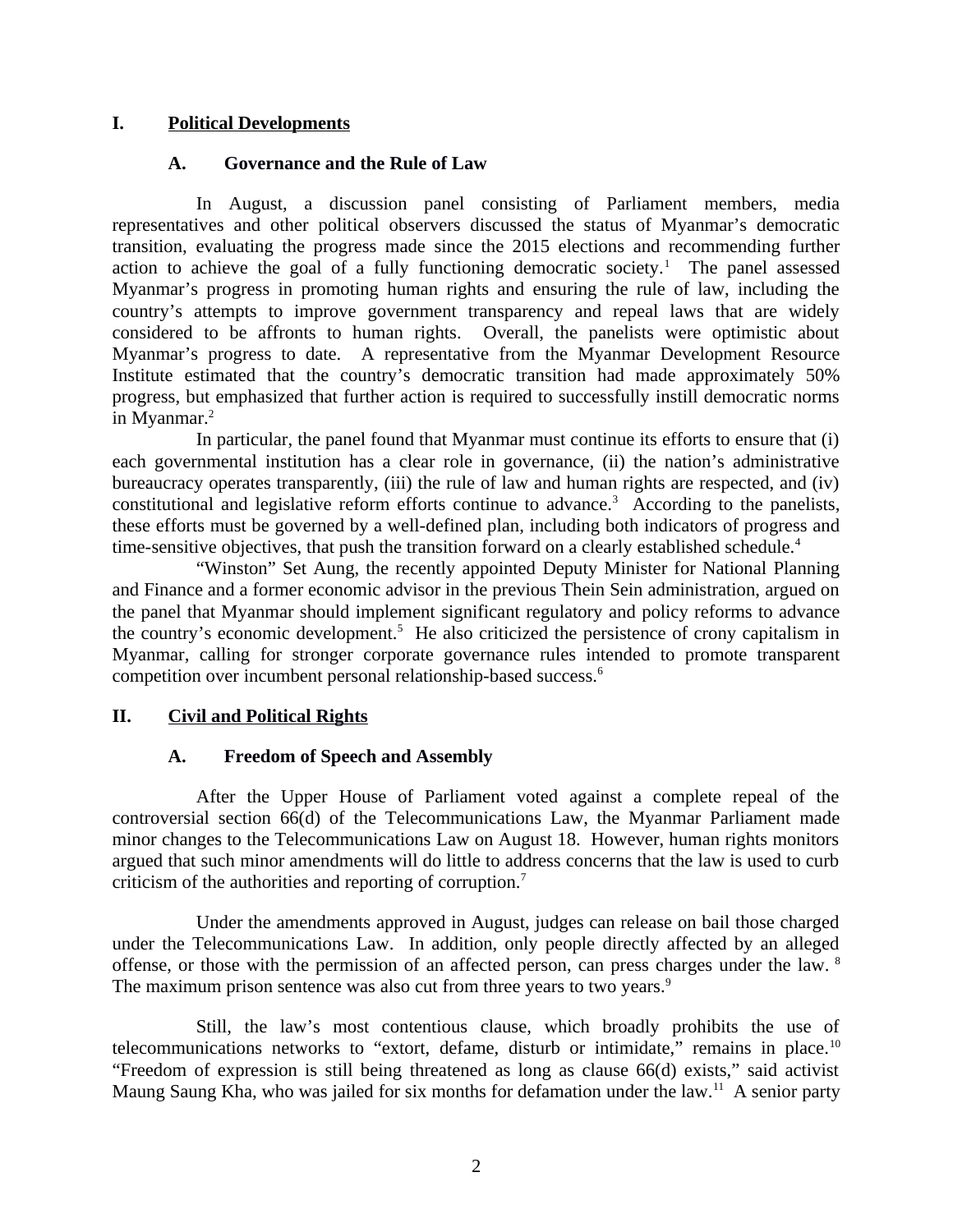# I. Political Developments

## A. Governance and the Rule of Law

In August, a discussion panel consisting of Parliament members, media representatives and other political observers discussed the status of Myanmar's democratic transition, evaluating the progress made since the 2015 elections and recommending further action to achieve the goal of a fully functioning democratic society.[1] The panel assessed Myanmar's progress in promoting human rights and ensuring the rule of law, including the country's attempts to improve government transparency and repeal laws that are widely considered to be affronts to human rights. Overall, the panelists were optimistic about Myanmar's progress to date. A representative from the Myanmar Development Resource Institute estimated that the country's democratic transition had made approximately 50% progress, but emphasized that further action is required to successfully instill democratic norms in Myanmar.[2]

In particular, the panel found that Myanmar must continue its efforts to ensure that (i) each governmental institution has a clear role in governance, (ii) the nation's administrative bureaucracy operates transparently, (iii) the rule of law and human rights are respected, and (iv) constitutional and legislative reform efforts continue to advance.[3] According to the panelists, these efforts must be governed by a well-defined plan, including both indicators of progress and time-sensitive objectives, that push the transition forward on a clearly established schedule.[4]

"Winston" Set Aung, the recently appointed Deputy Minister for National Planning and Finance and a former economic advisor in the previous Thein Sein administration, argued on the panel that Myanmar should implement significant regulatory and policy reforms to advance the country's economic development.[5] He also criticized the persistence of crony capitalism in Myanmar, calling for stronger corporate governance rules intended to promote transparent competition over incumbent personal relationship-based success.[6]

# II. Civil and Political Rights

## A. Freedom of Speech and Assembly

After the Upper House of Parliament voted against a complete repeal of the controversial section 66(d) of the Telecommunications Law, the Myanmar Parliament made minor changes to the Telecommunications Law on August 18. However, human rights monitors argued that such minor amendments will do little to address concerns that the law is used to curb criticism of the authorities and reporting of corruption.[7]

Under the amendments approved in August, judges can release on bail those charged under the Telecommunications Law. In addition, only people directly affected by an alleged offense, or those with the permission of an affected person, can press charges under the law.[8] The maximum prison sentence was also cut from three years to two years.[9]

Still, the law's most contentious clause, which broadly prohibits the use of telecommunications networks to "extort, defame, disturb or intimidate," remains in place.[10] "Freedom of expression is still being threatened as long as clause 66(d) exists," said activist Maung Saung Kha, who was jailed for six months for defamation under the law.[11] A senior party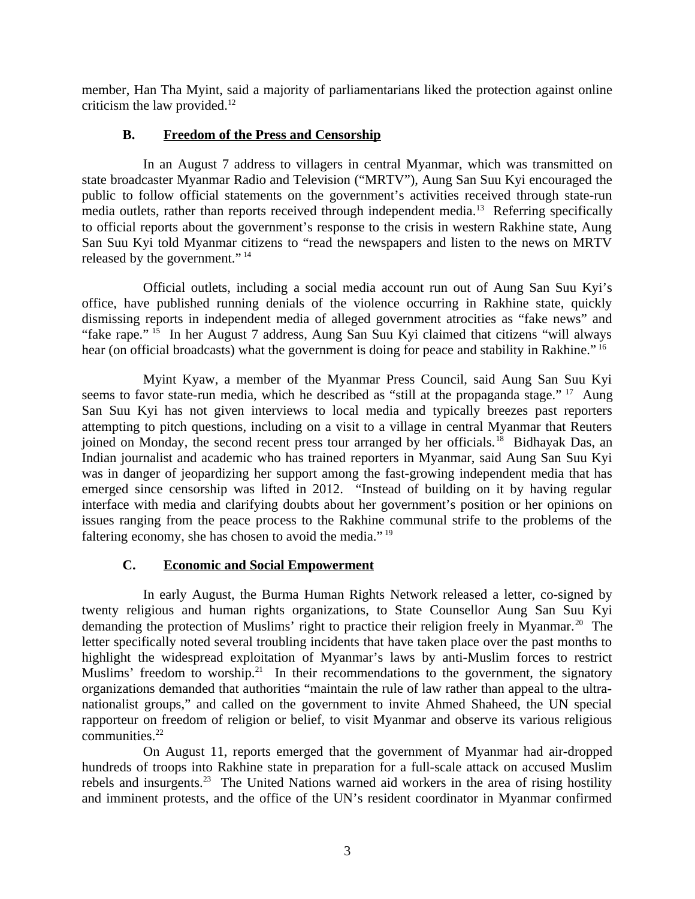member, Han Tha Myint, said a majority of parliamentarians liked the protection against online criticism the law provided.[12]

### B. Freedom of the Press and Censorship

In an August 7 address to villagers in central Myanmar, which was transmitted on state broadcaster Myanmar Radio and Television ("MRTV"), Aung San Suu Kyi encouraged the public to follow official statements on the government's activities received through state-run media outlets, rather than reports received through independent media.[13] Referring specifically to official reports about the government's response to the crisis in western Rakhine state, Aung San Suu Kyi told Myanmar citizens to "read the newspapers and listen to the news on MRTV released by the government."[14]

Official outlets, including a social media account run out of Aung San Suu Kyi's office, have published running denials of the violence occurring in Rakhine state, quickly dismissing reports in independent media of alleged government atrocities as "fake news" and "fake rape."[15] In her August 7 address, Aung San Suu Kyi claimed that citizens "will always hear (on official broadcasts) what the government is doing for peace and stability in Rakhine."[16]

Myint Kyaw, a member of the Myanmar Press Council, said Aung San Suu Kyi seems to favor state-run media, which he described as "still at the propaganda stage."[17] Aung San Suu Kyi has not given interviews to local media and typically breezes past reporters attempting to pitch questions, including on a visit to a village in central Myanmar that Reuters joined on Monday, the second recent press tour arranged by her officials.[18] Bidhayak Das, an Indian journalist and academic who has trained reporters in Myanmar, said Aung San Suu Kyi was in danger of jeopardizing her support among the fast-growing independent media that has emerged since censorship was lifted in 2012. "Instead of building on it by having regular interface with media and clarifying doubts about her government's position or her opinions on issues ranging from the peace process to the Rakhine communal strife to the problems of the faltering economy, she has chosen to avoid the media."[19]

### C. Economic and Social Empowerment

In early August, the Burma Human Rights Network released a letter, co-signed by twenty religious and human rights organizations, to State Counsellor Aung San Suu Kyi demanding the protection of Muslims' right to practice their religion freely in Myanmar.[20] The letter specifically noted several troubling incidents that have taken place over the past months to highlight the widespread exploitation of Myanmar's laws by anti-Muslim forces to restrict Muslims' freedom to worship.[21] In their recommendations to the government, the signatory organizations demanded that authorities "maintain the rule of law rather than appeal to the ultra-nationalist groups," and called on the government to invite Ahmed Shaheed, the UN special rapporteur on freedom of religion or belief, to visit Myanmar and observe its various religious communities.[22]

On August 11, reports emerged that the government of Myanmar had air-dropped hundreds of troops into Rakhine state in preparation for a full-scale attack on accused Muslim rebels and insurgents.[23] The United Nations warned aid workers in the area of rising hostility and imminent protests, and the office of the UN's resident coordinator in Myanmar confirmed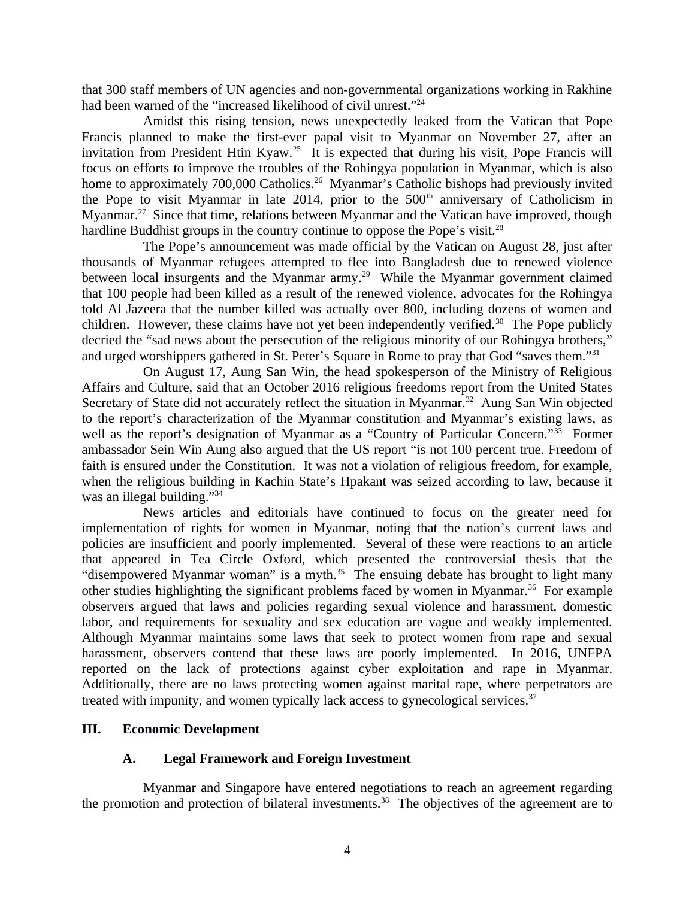that 300 staff members of UN agencies and non-governmental organizations working in Rakhine had been warned of the "increased likelihood of civil unrest."[24]

Amidst this rising tension, news unexpectedly leaked from the Vatican that Pope Francis planned to make the first-ever papal visit to Myanmar on November 27, after an invitation from President Htin Kyaw.[25] It is expected that during his visit, Pope Francis will focus on efforts to improve the troubles of the Rohingya population in Myanmar, which is also home to approximately 700,000 Catholics.[26] Myanmar's Catholic bishops had previously invited the Pope to visit Myanmar in late 2014, prior to the 500th anniversary of Catholicism in Myanmar.[27] Since that time, relations between Myanmar and the Vatican have improved, though hardline Buddhist groups in the country continue to oppose the Pope's visit.[28]

The Pope's announcement was made official by the Vatican on August 28, just after thousands of Myanmar refugees attempted to flee into Bangladesh due to renewed violence between local insurgents and the Myanmar army.[29] While the Myanmar government claimed that 100 people had been killed as a result of the renewed violence, advocates for the Rohingya told Al Jazeera that the number killed was actually over 800, including dozens of women and children. However, these claims have not yet been independently verified.[30] The Pope publicly decried the "sad news about the persecution of the religious minority of our Rohingya brothers," and urged worshippers gathered in St. Peter's Square in Rome to pray that God "saves them."[31]

On August 17, Aung San Win, the head spokesperson of the Ministry of Religious Affairs and Culture, said that an October 2016 religious freedoms report from the United States Secretary of State did not accurately reflect the situation in Myanmar.[32] Aung San Win objected to the report's characterization of the Myanmar constitution and Myanmar's existing laws, as well as the report's designation of Myanmar as a "Country of Particular Concern."[33] Former ambassador Sein Win Aung also argued that the US report "is not 100 percent true. Freedom of faith is ensured under the Constitution. It was not a violation of religious freedom, for example, when the religious building in Kachin State's Hpakant was seized according to law, because it was an illegal building."[34]

News articles and editorials have continued to focus on the greater need for implementation of rights for women in Myanmar, noting that the nation's current laws and policies are insufficient and poorly implemented. Several of these were reactions to an article that appeared in Tea Circle Oxford, which presented the controversial thesis that the "disempowered Myanmar woman" is a myth.[35] The ensuing debate has brought to light many other studies highlighting the significant problems faced by women in Myanmar.[36] For example observers argued that laws and policies regarding sexual violence and harassment, domestic labor, and requirements for sexuality and sex education are vague and weakly implemented. Although Myanmar maintains some laws that seek to protect women from rape and sexual harassment, observers contend that these laws are poorly implemented. In 2016, UNFPA reported on the lack of protections against cyber exploitation and rape in Myanmar. Additionally, there are no laws protecting women against marital rape, where perpetrators are treated with impunity, and women typically lack access to gynecological services.[37]

## III. Economic Development

### A. Legal Framework and Foreign Investment

Myanmar and Singapore have entered negotiations to reach an agreement regarding the promotion and protection of bilateral investments.[38] The objectives of the agreement are to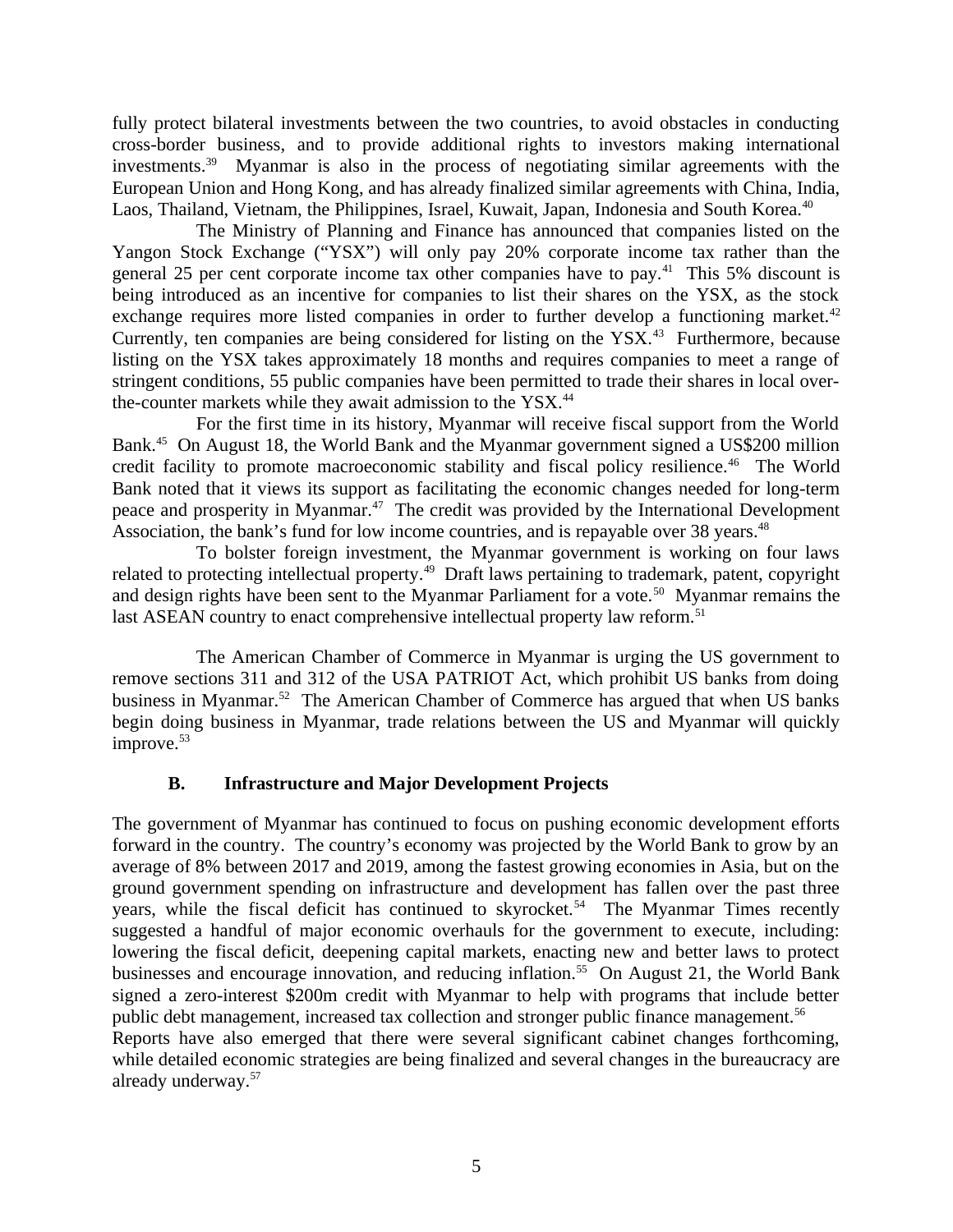fully protect bilateral investments between the two countries, to avoid obstacles in conducting cross-border business, and to provide additional rights to investors making international investments.[39] Myanmar is also in the process of negotiating similar agreements with the European Union and Hong Kong, and has already finalized similar agreements with China, India, Laos, Thailand, Vietnam, the Philippines, Israel, Kuwait, Japan, Indonesia and South Korea.[40]

The Ministry of Planning and Finance has announced that companies listed on the Yangon Stock Exchange ("YSX") will only pay 20% corporate income tax rather than the general 25 per cent corporate income tax other companies have to pay.[41] This 5% discount is being introduced as an incentive for companies to list their shares on the YSX, as the stock exchange requires more listed companies in order to further develop a functioning market.[42] Currently, ten companies are being considered for listing on the YSX.[43] Furthermore, because listing on the YSX takes approximately 18 months and requires companies to meet a range of stringent conditions, 55 public companies have been permitted to trade their shares in local over-the-counter markets while they await admission to the YSX.[44]

For the first time in its history, Myanmar will receive fiscal support from the World Bank.[45] On August 18, the World Bank and the Myanmar government signed a US$200 million credit facility to promote macroeconomic stability and fiscal policy resilience.[46] The World Bank noted that it views its support as facilitating the economic changes needed for long-term peace and prosperity in Myanmar.[47] The credit was provided by the International Development Association, the bank's fund for low income countries, and is repayable over 38 years.[48]

To bolster foreign investment, the Myanmar government is working on four laws related to protecting intellectual property.[49] Draft laws pertaining to trademark, patent, copyright and design rights have been sent to the Myanmar Parliament for a vote.[50] Myanmar remains the last ASEAN country to enact comprehensive intellectual property law reform.[51]

The American Chamber of Commerce in Myanmar is urging the US government to remove sections 311 and 312 of the USA PATRIOT Act, which prohibit US banks from doing business in Myanmar.[52] The American Chamber of Commerce has argued that when US banks begin doing business in Myanmar, trade relations between the US and Myanmar will quickly improve.[53]

### B. Infrastructure and Major Development Projects

The government of Myanmar has continued to focus on pushing economic development efforts forward in the country. The country's economy was projected by the World Bank to grow by an average of 8% between 2017 and 2019, among the fastest growing economies in Asia, but on the ground government spending on infrastructure and development has fallen over the past three years, while the fiscal deficit has continued to skyrocket.[54] The Myanmar Times recently suggested a handful of major economic overhauls for the government to execute, including: lowering the fiscal deficit, deepening capital markets, enacting new and better laws to protect businesses and encourage innovation, and reducing inflation.[55] On August 21, the World Bank signed a zero-interest $200m credit with Myanmar to help with programs that include better public debt management, increased tax collection and stronger public finance management.[56] Reports have also emerged that there were several significant cabinet changes forthcoming, while detailed economic strategies are being finalized and several changes in the bureaucracy are already underway.[57]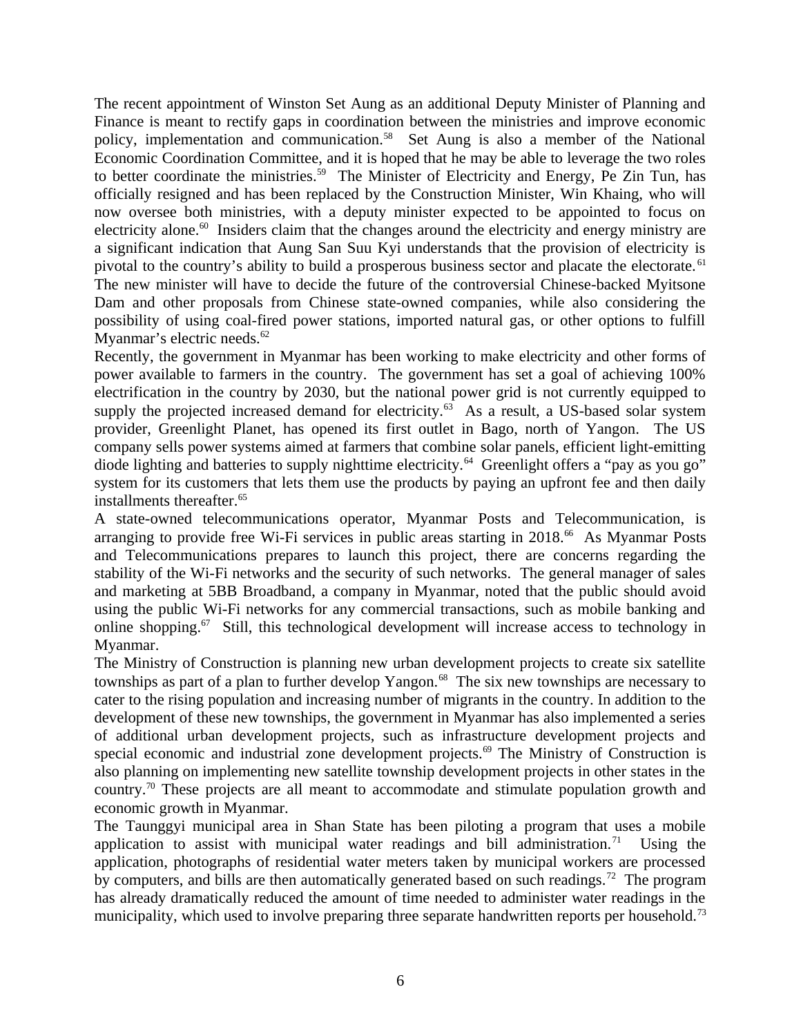The recent appointment of Winston Set Aung as an additional Deputy Minister of Planning and Finance is meant to rectify gaps in coordination between the ministries and improve economic policy, implementation and communication.[58] Set Aung is also a member of the National Economic Coordination Committee, and it is hoped that he may be able to leverage the two roles to better coordinate the ministries.[59] The Minister of Electricity and Energy, Pe Zin Tun, has officially resigned and has been replaced by the Construction Minister, Win Khaing, who will now oversee both ministries, with a deputy minister expected to be appointed to focus on electricity alone.[60] Insiders claim that the changes around the electricity and energy ministry are a significant indication that Aung San Suu Kyi understands that the provision of electricity is pivotal to the country's ability to build a prosperous business sector and placate the electorate.[61] The new minister will have to decide the future of the controversial Chinese-backed Myitsone Dam and other proposals from Chinese state-owned companies, while also considering the possibility of using coal-fired power stations, imported natural gas, or other options to fulfill Myanmar's electric needs.[62]

Recently, the government in Myanmar has been working to make electricity and other forms of power available to farmers in the country. The government has set a goal of achieving 100% electrification in the country by 2030, but the national power grid is not currently equipped to supply the projected increased demand for electricity.[63] As a result, a US-based solar system provider, Greenlight Planet, has opened its first outlet in Bago, north of Yangon. The US company sells power systems aimed at farmers that combine solar panels, efficient light-emitting diode lighting and batteries to supply nighttime electricity.[64] Greenlight offers a "pay as you go" system for its customers that lets them use the products by paying an upfront fee and then daily installments thereafter.[65]

A state-owned telecommunications operator, Myanmar Posts and Telecommunication, is arranging to provide free Wi-Fi services in public areas starting in 2018.[66] As Myanmar Posts and Telecommunications prepares to launch this project, there are concerns regarding the stability of the Wi-Fi networks and the security of such networks. The general manager of sales and marketing at 5BB Broadband, a company in Myanmar, noted that the public should avoid using the public Wi-Fi networks for any commercial transactions, such as mobile banking and online shopping.[67] Still, this technological development will increase access to technology in Myanmar.

The Ministry of Construction is planning new urban development projects to create six satellite townships as part of a plan to further develop Yangon.[68] The six new townships are necessary to cater to the rising population and increasing number of migrants in the country. In addition to the development of these new townships, the government in Myanmar has also implemented a series of additional urban development projects, such as infrastructure development projects and special economic and industrial zone development projects.[69] The Ministry of Construction is also planning on implementing new satellite township development projects in other states in the country.[70] These projects are all meant to accommodate and stimulate population growth and economic growth in Myanmar.

The Taunggyi municipal area in Shan State has been piloting a program that uses a mobile application to assist with municipal water readings and bill administration.[71] Using the application, photographs of residential water meters taken by municipal workers are processed by computers, and bills are then automatically generated based on such readings.[72] The program has already dramatically reduced the amount of time needed to administer water readings in the municipality, which used to involve preparing three separate handwritten reports per household.[73]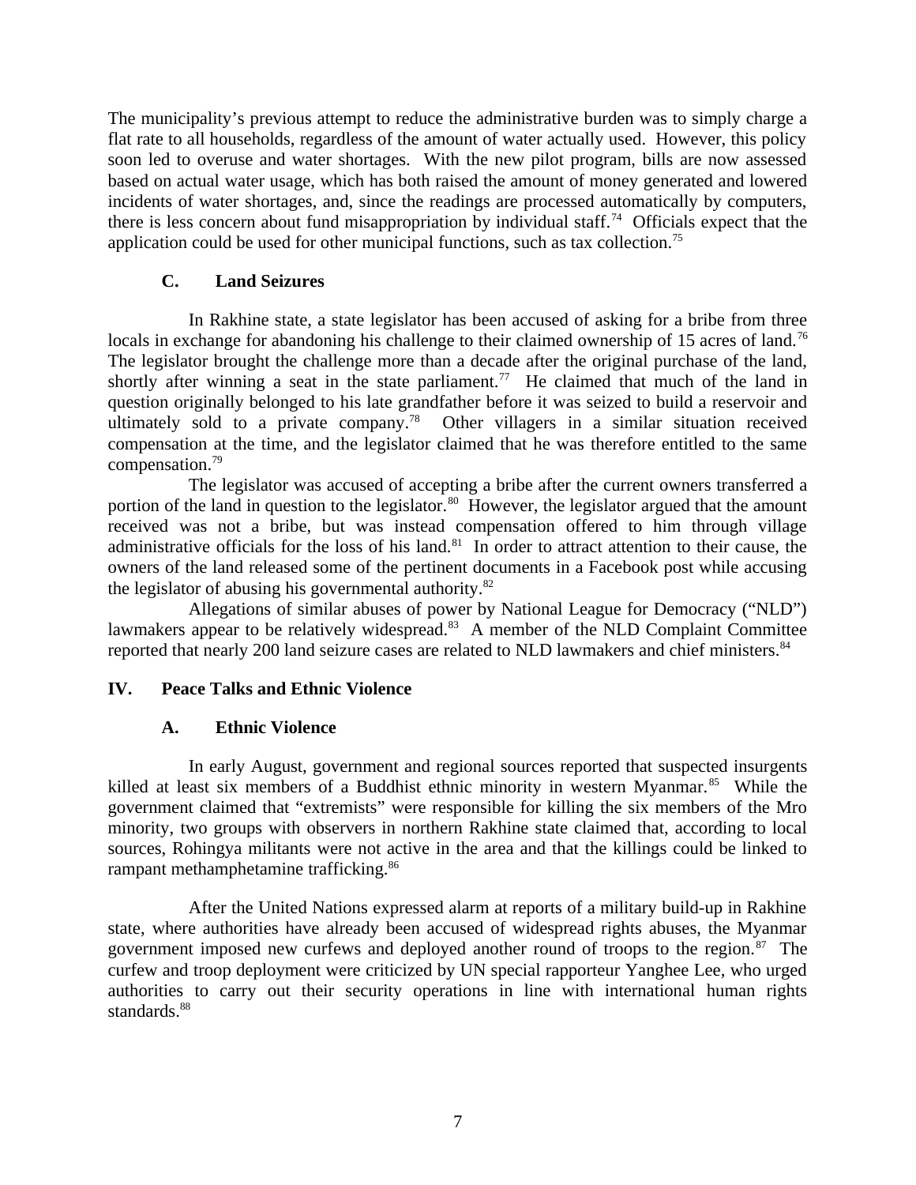The municipality's previous attempt to reduce the administrative burden was to simply charge a flat rate to all households, regardless of the amount of water actually used. However, this policy soon led to overuse and water shortages. With the new pilot program, bills are now assessed based on actual water usage, which has both raised the amount of money generated and lowered incidents of water shortages, and, since the readings are processed automatically by computers, there is less concern about fund misappropriation by individual staff.[74] Officials expect that the application could be used for other municipal functions, such as tax collection.[75]

### C. Land Seizures

In Rakhine state, a state legislator has been accused of asking for a bribe from three locals in exchange for abandoning his challenge to their claimed ownership of 15 acres of land.[76] The legislator brought the challenge more than a decade after the original purchase of the land, shortly after winning a seat in the state parliament.[77] He claimed that much of the land in question originally belonged to his late grandfather before it was seized to build a reservoir and ultimately sold to a private company.[78] Other villagers in a similar situation received compensation at the time, and the legislator claimed that he was therefore entitled to the same compensation.[79]

The legislator was accused of accepting a bribe after the current owners transferred a portion of the land in question to the legislator.[80] However, the legislator argued that the amount received was not a bribe, but was instead compensation offered to him through village administrative officials for the loss of his land.[81] In order to attract attention to their cause, the owners of the land released some of the pertinent documents in a Facebook post while accusing the legislator of abusing his governmental authority.[82]

Allegations of similar abuses of power by National League for Democracy ("NLD") lawmakers appear to be relatively widespread.[83] A member of the NLD Complaint Committee reported that nearly 200 land seizure cases are related to NLD lawmakers and chief ministers.[84]

## IV. Peace Talks and Ethnic Violence

### A. Ethnic Violence

In early August, government and regional sources reported that suspected insurgents killed at least six members of a Buddhist ethnic minority in western Myanmar.[85] While the government claimed that "extremists" were responsible for killing the six members of the Mro minority, two groups with observers in northern Rakhine state claimed that, according to local sources, Rohingya militants were not active in the area and that the killings could be linked to rampant methamphetamine trafficking.[86]

After the United Nations expressed alarm at reports of a military build-up in Rakhine state, where authorities have already been accused of widespread rights abuses, the Myanmar government imposed new curfews and deployed another round of troops to the region.[87] The curfew and troop deployment were criticized by UN special rapporteur Yanghee Lee, who urged authorities to carry out their security operations in line with international human rights standards.[88]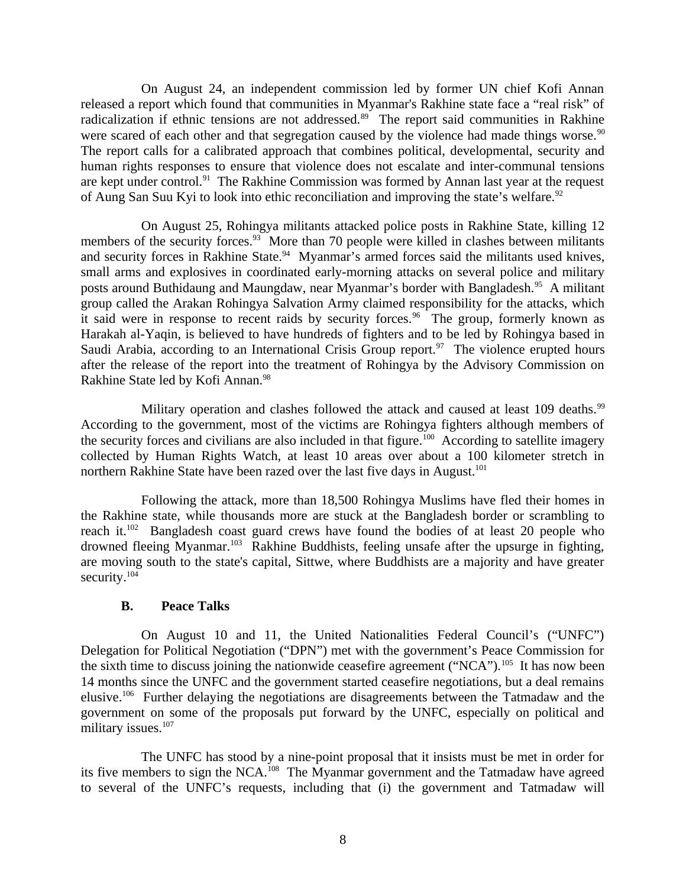On August 24, an independent commission led by former UN chief Kofi Annan released a report which found that communities in Myanmar's Rakhine state face a "real risk" of radicalization if ethnic tensions are not addressed.[89] The report said communities in Rakhine were scared of each other and that segregation caused by the violence had made things worse.[90] The report calls for a calibrated approach that combines political, developmental, security and human rights responses to ensure that violence does not escalate and inter-communal tensions are kept under control.[91] The Rakhine Commission was formed by Annan last year at the request of Aung San Suu Kyi to look into ethic reconciliation and improving the state's welfare.[92]

On August 25, Rohingya militants attacked police posts in Rakhine State, killing 12 members of the security forces.[93] More than 70 people were killed in clashes between militants and security forces in Rakhine State.[94] Myanmar's armed forces said the militants used knives, small arms and explosives in coordinated early-morning attacks on several police and military posts around Buthidaung and Maungdaw, near Myanmar's border with Bangladesh.[95] A militant group called the Arakan Rohingya Salvation Army claimed responsibility for the attacks, which it said were in response to recent raids by security forces.[96] The group, formerly known as Harakah al-Yaqin, is believed to have hundreds of fighters and to be led by Rohingya based in Saudi Arabia, according to an International Crisis Group report.[97] The violence erupted hours after the release of the report into the treatment of Rohingya by the Advisory Commission on Rakhine State led by Kofi Annan.[98]

Military operation and clashes followed the attack and caused at least 109 deaths.[99] According to the government, most of the victims are Rohingya fighters although members of the security forces and civilians are also included in that figure.[100] According to satellite imagery collected by Human Rights Watch, at least 10 areas over about a 100 kilometer stretch in northern Rakhine State have been razed over the last five days in August.[101]

Following the attack, more than 18,500 Rohingya Muslims have fled their homes in the Rakhine state, while thousands more are stuck at the Bangladesh border or scrambling to reach it.[102] Bangladesh coast guard crews have found the bodies of at least 20 people who drowned fleeing Myanmar.[103] Rakhine Buddhists, feeling unsafe after the upsurge in fighting, are moving south to the state's capital, Sittwe, where Buddhists are a majority and have greater security.[104]

### B. Peace Talks

On August 10 and 11, the United Nationalities Federal Council's ("UNFC") Delegation for Political Negotiation ("DPN") met with the government's Peace Commission for the sixth time to discuss joining the nationwide ceasefire agreement ("NCA").[105] It has now been 14 months since the UNFC and the government started ceasefire negotiations, but a deal remains elusive.[106] Further delaying the negotiations are disagreements between the Tatmadaw and the government on some of the proposals put forward by the UNFC, especially on political and military issues.[107]

The UNFC has stood by a nine-point proposal that it insists must be met in order for its five members to sign the NCA.[108] The Myanmar government and the Tatmadaw have agreed to several of the UNFC's requests, including that (i) the government and Tatmadaw will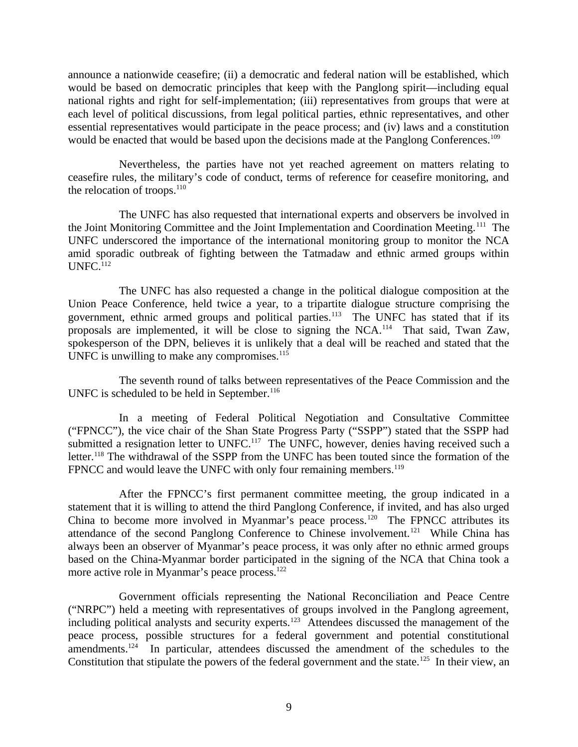announce a nationwide ceasefire; (ii) a democratic and federal nation will be established, which would be based on democratic principles that keep with the Panglong spirit—including equal national rights and right for self-implementation; (iii) representatives from groups that were at each level of political discussions, from legal political parties, ethnic representatives, and other essential representatives would participate in the peace process; and (iv) laws and a constitution would be enacted that would be based upon the decisions made at the Panglong Conferences.[109]

Nevertheless, the parties have not yet reached agreement on matters relating to ceasefire rules, the military's code of conduct, terms of reference for ceasefire monitoring, and the relocation of troops.[110]

The UNFC has also requested that international experts and observers be involved in the Joint Monitoring Committee and the Joint Implementation and Coordination Meeting.[111] The UNFC underscored the importance of the international monitoring group to monitor the NCA amid sporadic outbreak of fighting between the Tatmadaw and ethnic armed groups within UNFC.[112]

The UNFC has also requested a change in the political dialogue composition at the Union Peace Conference, held twice a year, to a tripartite dialogue structure comprising the government, ethnic armed groups and political parties.[113] The UNFC has stated that if its proposals are implemented, it will be close to signing the NCA.[114] That said, Twan Zaw, spokesperson of the DPN, believes it is unlikely that a deal will be reached and stated that the UNFC is unwilling to make any compromises.[115]

The seventh round of talks between representatives of the Peace Commission and the UNFC is scheduled to be held in September.[116]

In a meeting of Federal Political Negotiation and Consultative Committee ("FPNCC"), the vice chair of the Shan State Progress Party ("SSPP") stated that the SSPP had submitted a resignation letter to UNFC.[117] The UNFC, however, denies having received such a letter.[118] The withdrawal of the SSPP from the UNFC has been touted since the formation of the FPNCC and would leave the UNFC with only four remaining members.[119]

After the FPNCC's first permanent committee meeting, the group indicated in a statement that it is willing to attend the third Panglong Conference, if invited, and has also urged China to become more involved in Myanmar's peace process.[120] The FPNCC attributes its attendance of the second Panglong Conference to Chinese involvement.[121] While China has always been an observer of Myanmar's peace process, it was only after no ethnic armed groups based on the China-Myanmar border participated in the signing of the NCA that China took a more active role in Myanmar's peace process.[122]

Government officials representing the National Reconciliation and Peace Centre ("NRPC") held a meeting with representatives of groups involved in the Panglong agreement, including political analysts and security experts.[123] Attendees discussed the management of the peace process, possible structures for a federal government and potential constitutional amendments.[124] In particular, attendees discussed the amendment of the schedules to the Constitution that stipulate the powers of the federal government and the state.[125] In their view, an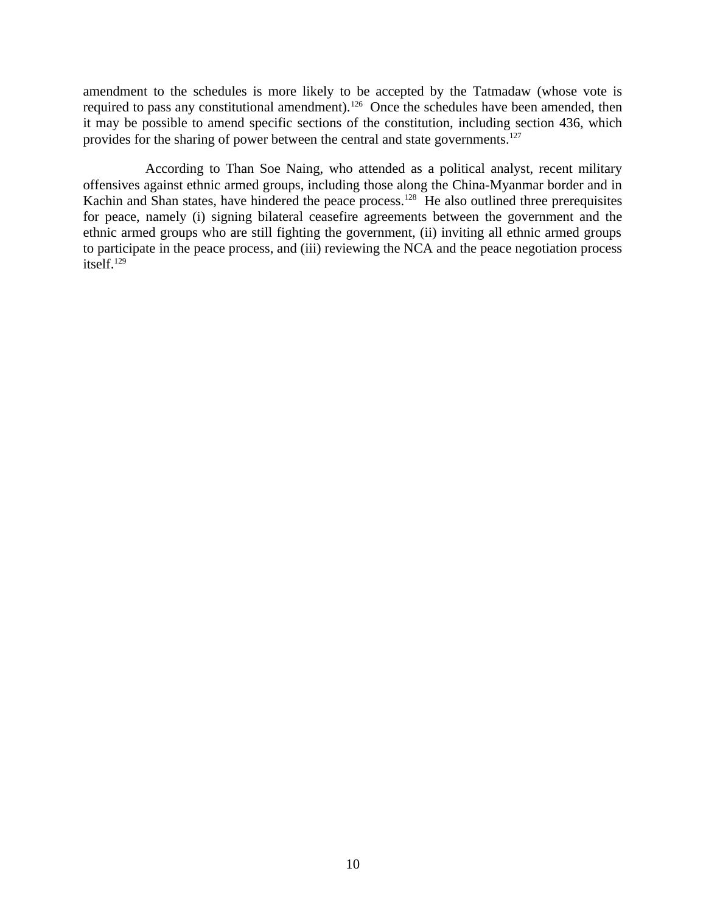amendment to the schedules is more likely to be accepted by the Tatmadaw (whose vote is required to pass any constitutional amendment).[126] Once the schedules have been amended, then it may be possible to amend specific sections of the constitution, including section 436, which provides for the sharing of power between the central and state governments.[127]

According to Than Soe Naing, who attended as a political analyst, recent military offensives against ethnic armed groups, including those along the China-Myanmar border and in Kachin and Shan states, have hindered the peace process.[128] He also outlined three prerequisites for peace, namely (i) signing bilateral ceasefire agreements between the government and the ethnic armed groups who are still fighting the government, (ii) inviting all ethnic armed groups to participate in the peace process, and (iii) reviewing the NCA and the peace negotiation process itself.[129]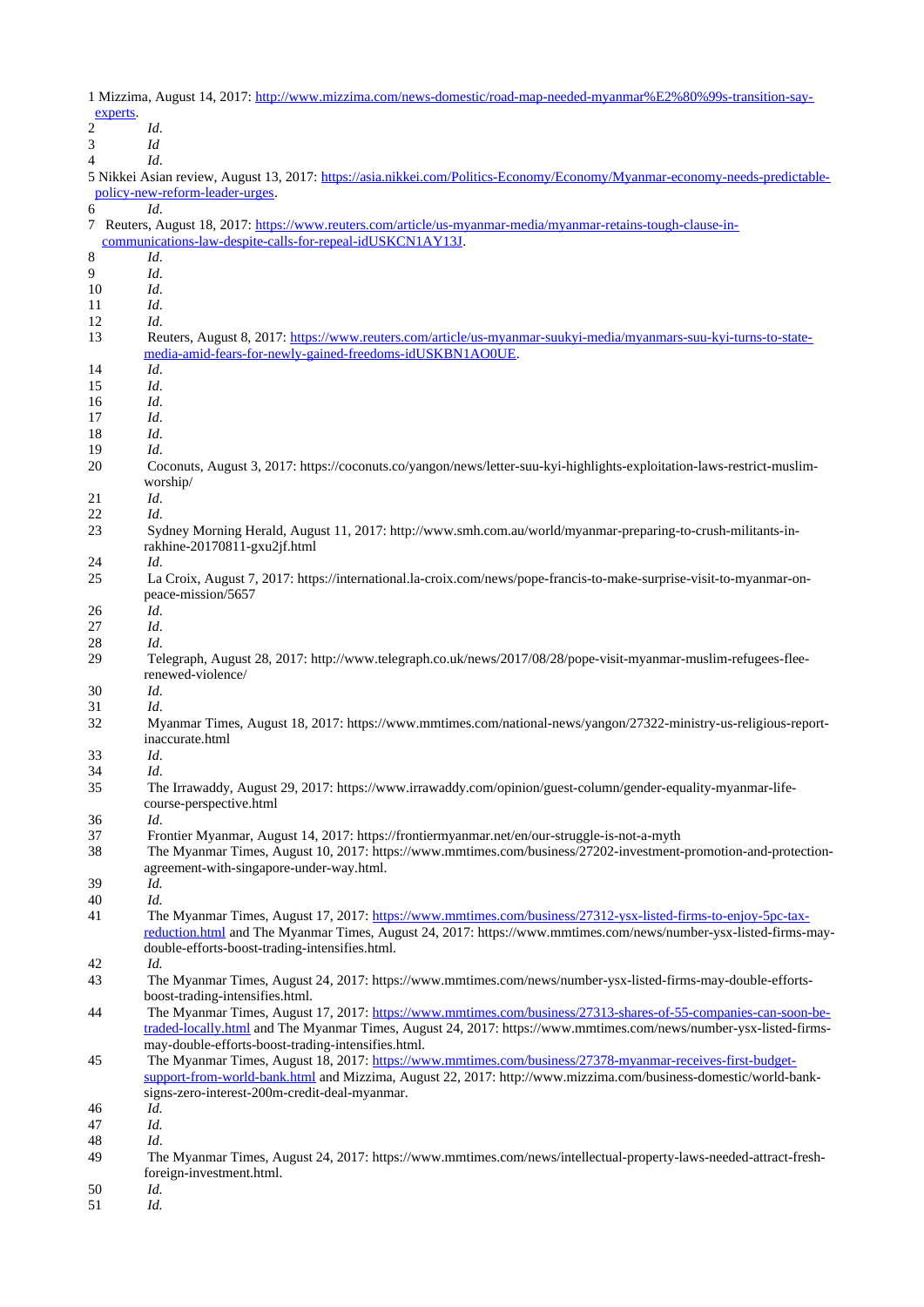1 Mizzima, August 14, 2017: http://www.mizzima.com/news-domestic/road-map-needed-myanmar%E2%80%99s-transition-say-experts.

2 *Id.*

3 *Id*

4 *Id.*

5 Nikkei Asian review, August 13, 2017: https://asia.nikkei.com/Politics-Economy/Economy/Myanmar-economy-needs-predictable-policy-new-reform-leader-urges.

6 *Id.*

7 Reuters, August 18, 2017: https://www.reuters.com/article/us-myanmar-media/myanmar-retains-tough-clause-in-communications-law-despite-calls-for-repeal-idUSKCN1AY13J.

8 *Id.*

9 *Id.*

10 *Id.*

11 *Id.*

12 *Id.*

13 Reuters, August 8, 2017: https://www.reuters.com/article/us-myanmar-suukyi-media/myanmars-suu-kyi-turns-to-state-media-amid-fears-for-newly-gained-freedoms-idUSKBN1AO0UE.

14 *Id.*

15 *Id.*

16 *Id.*

17 *Id.*

18 *Id.*

19 *Id.*

20 Coconuts, August 3, 2017: https://coconuts.co/yangon/news/letter-suu-kyi-highlights-exploitation-laws-restrict-muslim-worship/

21 *Id.*

22 *Id.*

23 Sydney Morning Herald, August 11, 2017: http://www.smh.com.au/world/myanmar-preparing-to-crush-militants-in-rakhine-20170811-gxu2jf.html

24 *Id.*

25 La Croix, August 7, 2017: https://international.la-croix.com/news/pope-francis-to-make-surprise-visit-to-myanmar-on-peace-mission/5657

26 *Id.*

27 *Id.*

28 *Id.*

29 Telegraph, August 28, 2017: http://www.telegraph.co.uk/news/2017/08/28/pope-visit-myanmar-muslim-refugees-flee-renewed-violence/

30 *Id.*

31 *Id.*

32 Myanmar Times, August 18, 2017: https://www.mmtimes.com/national-news/yangon/27322-ministry-us-religious-report-inaccurate.html

33 *Id.*

34 *Id.*

35 The Irrawaddy, August 29, 2017: https://www.irrawaddy.com/opinion/guest-column/gender-equality-myanmar-life-course-perspective.html

36 *Id.*

37 Frontier Myanmar, August 14, 2017: https://frontiermyanmar.net/en/our-struggle-is-not-a-myth

38 The Myanmar Times, August 10, 2017: https://www.mmtimes.com/business/27202-investment-promotion-and-protection-agreement-with-singapore-under-way.html.

39 *Id.*

40 *Id.*

41 The Myanmar Times, August 17, 2017: https://www.mmtimes.com/business/27312-ysx-listed-firms-to-enjoy-5pc-tax-reduction.html and The Myanmar Times, August 24, 2017: https://www.mmtimes.com/news/number-ysx-listed-firms-may-double-efforts-boost-trading-intensifies.html.

42 *Id.*

43 The Myanmar Times, August 24, 2017: https://www.mmtimes.com/news/number-ysx-listed-firms-may-double-efforts-boost-trading-intensifies.html.

44 The Myanmar Times, August 17, 2017: https://www.mmtimes.com/business/27313-shares-of-55-companies-can-soon-be-traded-locally.html and The Myanmar Times, August 24, 2017: https://www.mmtimes.com/news/number-ysx-listed-firms-may-double-efforts-boost-trading-intensifies.html.

45 The Myanmar Times, August 18, 2017: https://www.mmtimes.com/business/27378-myanmar-receives-first-budget-support-from-world-bank.html and Mizzima, August 22, 2017: http://www.mizzima.com/business-domestic/world-bank-signs-zero-interest-200m-credit-deal-myanmar.

46 *Id.*

47 *Id.*

48 *Id.*

49 The Myanmar Times, August 24, 2017: https://www.mmtimes.com/news/intellectual-property-laws-needed-attract-fresh-foreign-investment.html.

50 *Id.*

51 *Id.*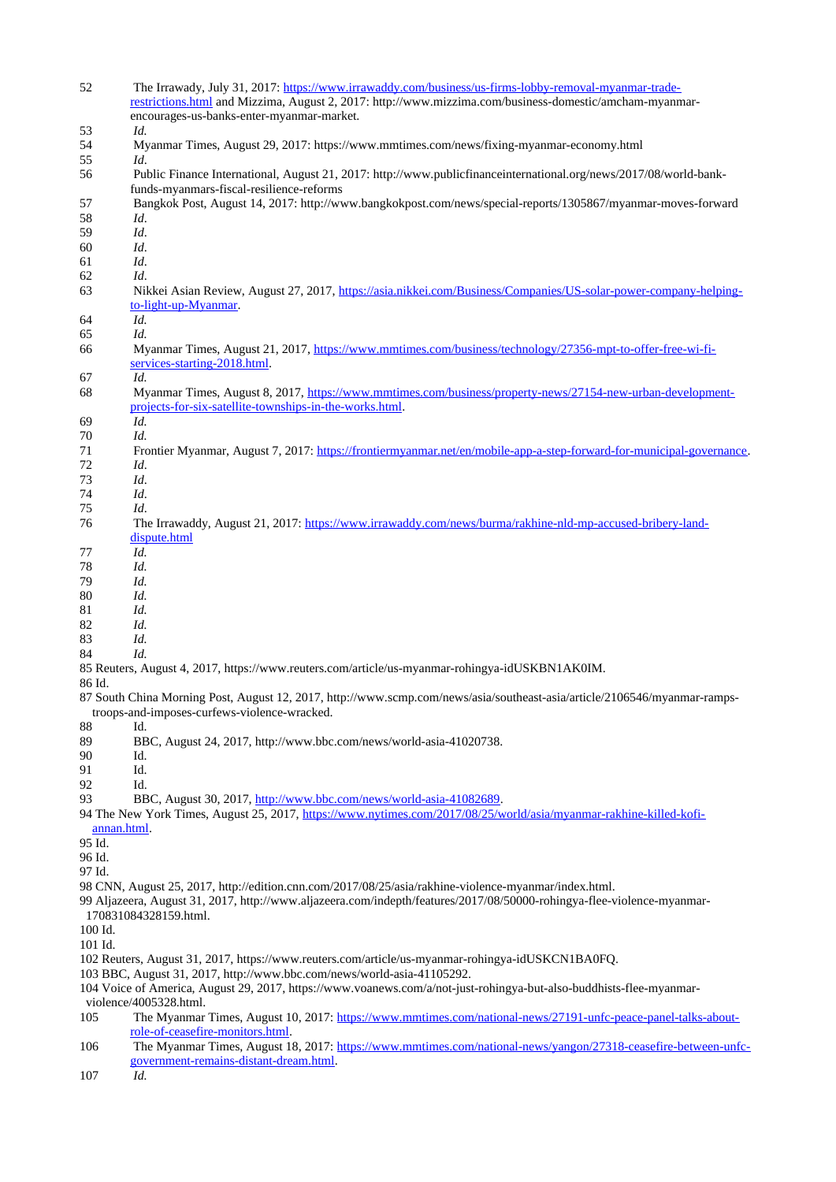52 The Irrawady, July 31, 2017: https://www.irrawaddy.com/business/us-firms-lobby-removal-myanmar-trade-restrictions.html and Mizzima, August 2, 2017: http://www.mizzima.com/business-domestic/amcham-myanmar-encourages-us-banks-enter-myanmar-market.

53 *Id*.

54 Myanmar Times, August 29, 2017: https://www.mmtimes.com/news/fixing-myanmar-economy.html

55 *Id*.

56 Public Finance International, August 21, 2017: http://www.publicfinanceinternational.org/news/2017/08/world-bank-funds-myanmars-fiscal-resilience-reforms

57 Bangkok Post, August 14, 2017: http://www.bangkokpost.com/news/special-reports/1305867/myanmar-moves-forward

58 *Id*.

59 *Id*.

60 *Id*.

61 *Id*.

62 *Id*.

63 Nikkei Asian Review, August 27, 2017, https://asia.nikkei.com/Business/Companies/US-solar-power-company-helping-to-light-up-Myanmar.

64 *Id.*

65 *Id.*

66 Myanmar Times, August 21, 2017, https://www.mmtimes.com/business/technology/27356-mpt-to-offer-free-wi-fi-services-starting-2018.html.

67 *Id.*

68 Myanmar Times, August 8, 2017, https://www.mmtimes.com/business/property-news/27154-new-urban-development-projects-for-six-satellite-townships-in-the-works.html.

69 *Id.*

70 *Id.*

71 Frontier Myanmar, August 7, 2017: https://frontiermyanmar.net/en/mobile-app-a-step-forward-for-municipal-governance.

72 *Id*.

73 *Id*.

74 *Id*.

75 *Id*.

76 The Irrawaddy, August 21, 2017: https://www.irrawaddy.com/news/burma/rakhine-nld-mp-accused-bribery-land-dispute.html

77 *Id.*

78 *Id.*

79 *Id.*

80 *Id.*

81 *Id.*

82 *Id.*

83 *Id.*

84 *Id.*

85 Reuters, August 4, 2017, https://www.reuters.com/article/us-myanmar-rohingya-idUSKBN1AK0IM.

86 Id.

87 South China Morning Post, August 12, 2017, http://www.scmp.com/news/asia/southeast-asia/article/2106546/myanmar-ramps-troops-and-imposes-curfews-violence-wracked.

88 Id.

89 BBC, August 24, 2017, http://www.bbc.com/news/world-asia-41020738.

90 Id.

91 Id.

92 Id.

93 BBC, August 30, 2017, http://www.bbc.com/news/world-asia-41082689.

94 The New York Times, August 25, 2017, https://www.nytimes.com/2017/08/25/world/asia/myanmar-rakhine-killed-kofi-annan.html.

95 Id.

96 Id.

97 Id.

98 CNN, August 25, 2017, http://edition.cnn.com/2017/08/25/asia/rakhine-violence-myanmar/index.html.

99 Aljazeera, August 31, 2017, http://www.aljazeera.com/indepth/features/2017/08/50000-rohingya-flee-violence-myanmar-170831084328159.html.

100 Id.

101 Id.

102 Reuters, August 31, 2017, https://www.reuters.com/article/us-myanmar-rohingya-idUSKCN1BA0FQ.

103 BBC, August 31, 2017, http://www.bbc.com/news/world-asia-41105292.

104 Voice of America, August 29, 2017, https://www.voanews.com/a/not-just-rohingya-but-also-buddhists-flee-myanmar-violence/4005328.html.

105 The Myanmar Times, August 10, 2017: https://www.mmtimes.com/national-news/27191-unfc-peace-panel-talks-about-role-of-ceasefire-monitors.html.

106 The Myanmar Times, August 18, 2017: https://www.mmtimes.com/national-news/yangon/27318-ceasefire-between-unfc-government-remains-distant-dream.html.

107 *Id.*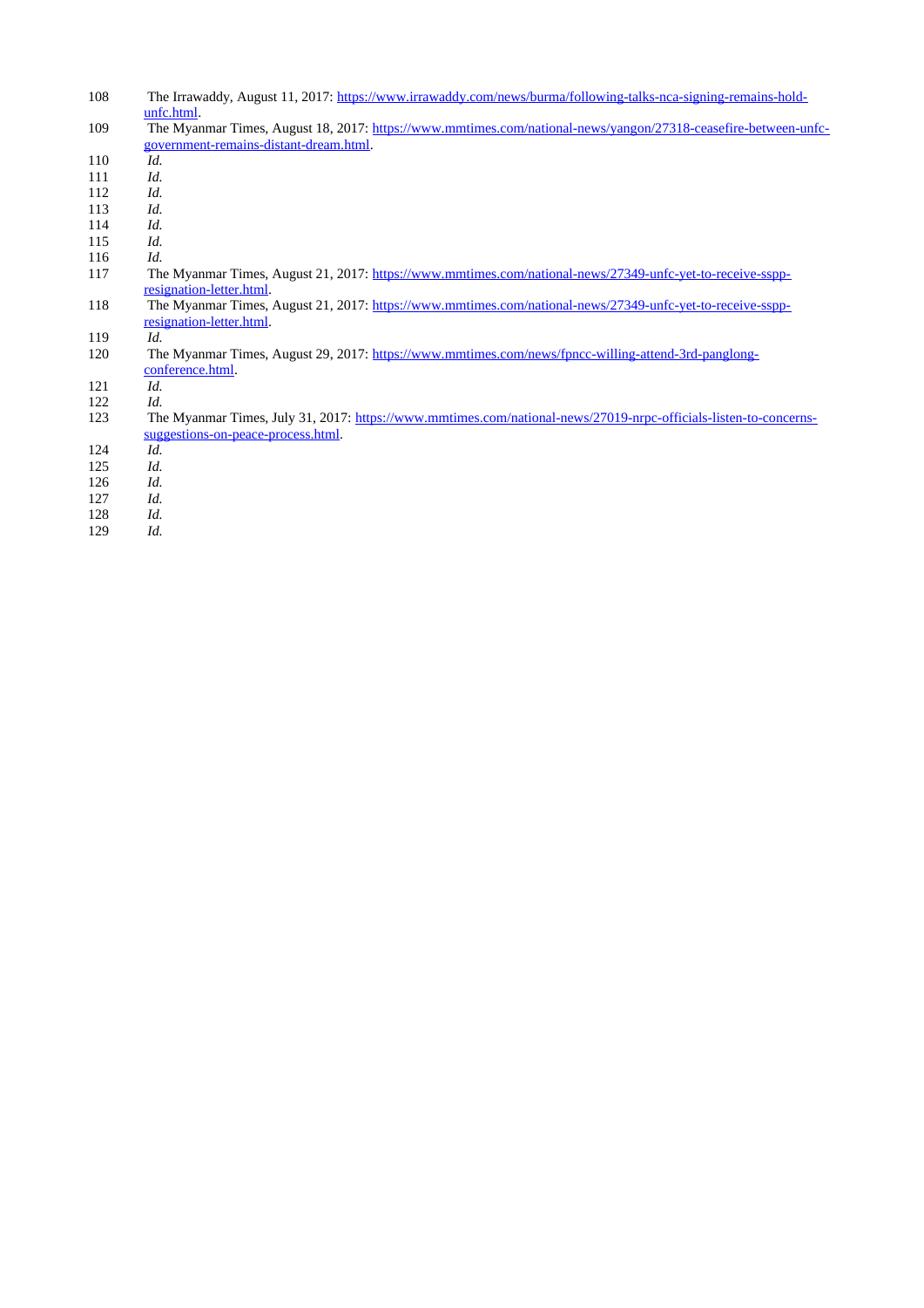108 The Irrawaddy, August 11, 2017: https://www.irrawaddy.com/news/burma/following-talks-nca-signing-remains-hold-unfc.html.

109 The Myanmar Times, August 18, 2017: https://www.mmtimes.com/national-news/yangon/27318-ceasefire-between-unfc-government-remains-distant-dream.html.

110 *Id.*

111 *Id.*

112 *Id.*

113 *Id.*

114 *Id.*

115 *Id.*

116 *Id.*

117 The Myanmar Times, August 21, 2017: https://www.mmtimes.com/national-news/27349-unfc-yet-to-receive-sspp-resignation-letter.html.

118 The Myanmar Times, August 21, 2017: https://www.mmtimes.com/national-news/27349-unfc-yet-to-receive-sspp-resignation-letter.html.

119 *Id.*

120 The Myanmar Times, August 29, 2017: https://www.mmtimes.com/news/fpncc-willing-attend-3rd-panglong-conference.html.

121 *Id.*

122 *Id.*

123 The Myanmar Times, July 31, 2017: https://www.mmtimes.com/national-news/27019-nrpc-officials-listen-to-concerns-suggestions-on-peace-process.html.

124 *Id.*

125 *Id.*

126 *Id.*

127 *Id.*

128 *Id.*

129 *Id.*